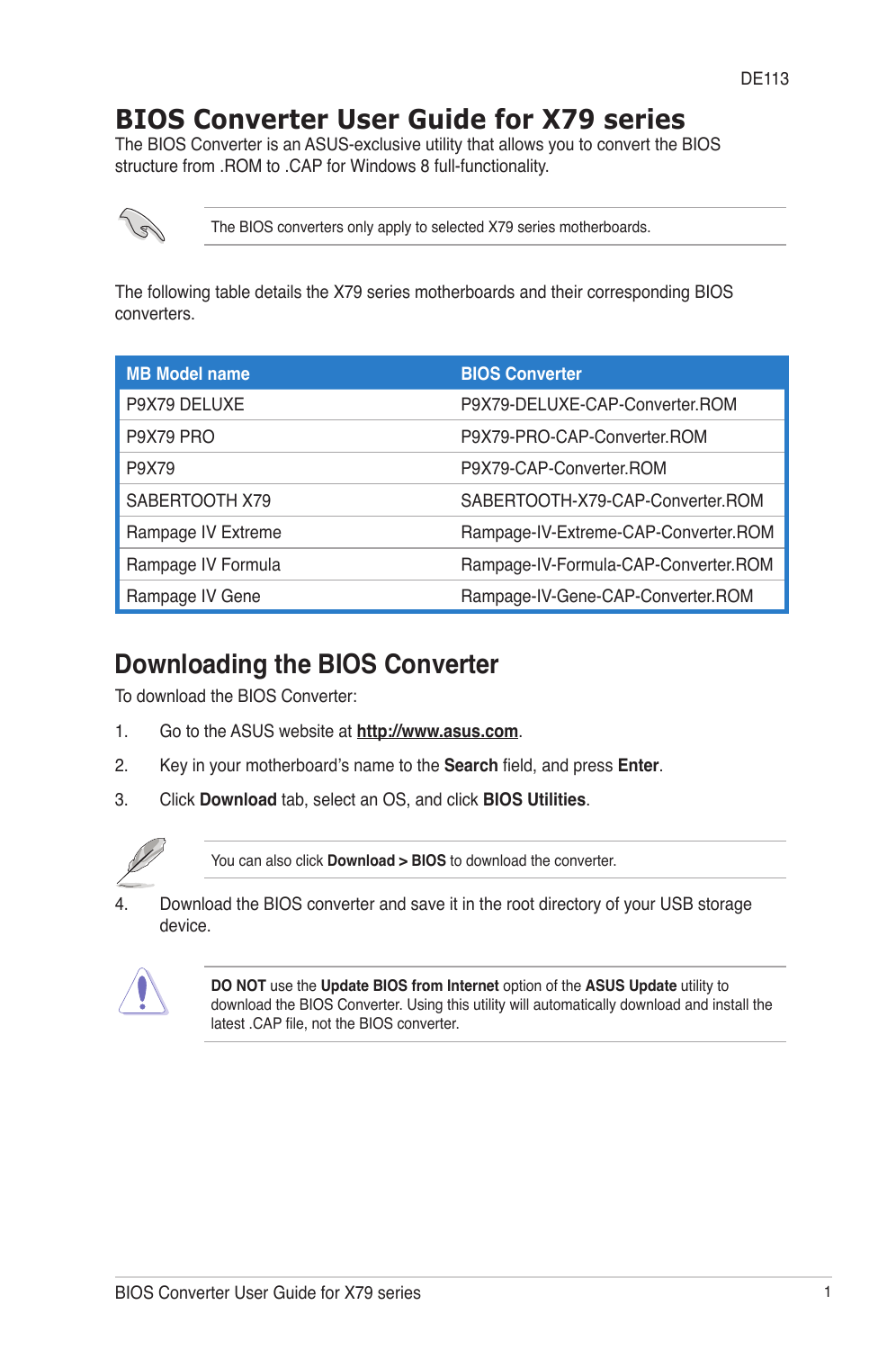DE113

# BIOS Converter User Guide for X79 series

The BIOS Converter is an ASUS-exclusive utility that allows you to convert the BIOS structure from .ROM to .CAP for Windows 8 full-functionality.

> The BIOS converters only apply to selected X79 series motherboards.

The following table details the X79 series motherboards and their corresponding BIOS converters.

| MB Model name | BIOS Converter |
|---|---|
| P9X79 DELUXE | P9X79-DELUXE-CAP-Converter.ROM |
| P9X79 PRO | P9X79-PRO-CAP-Converter.ROM |
| P9X79 | P9X79-CAP-Converter.ROM |
| SABERTOOTH X79 | SABERTOOTH-X79-CAP-Converter.ROM |
| Rampage IV Extreme | Rampage-IV-Extreme-CAP-Converter.ROM |
| Rampage IV Formula | Rampage-IV-Formula-CAP-Converter.ROM |
| Rampage IV Gene | Rampage-IV-Gene-CAP-Converter.ROM |

## Downloading the BIOS Converter

To download the BIOS Converter:

1. Go to the ASUS website at **http://www.asus.com**.
2. Key in your motherboard's name to the **Search** field, and press **Enter**.
3. Click **Download** tab, select an OS, and click **BIOS Utilities**.

> You can also click **Download > BIOS** to download the converter.

4. Download the BIOS converter and save it in the root directory of your USB storage device.

> **DO NOT** use the **Update BIOS from Internet** option of the **ASUS Update** utility to download the BIOS Converter. Using this utility will automatically download and install the latest .CAP file, not the BIOS converter.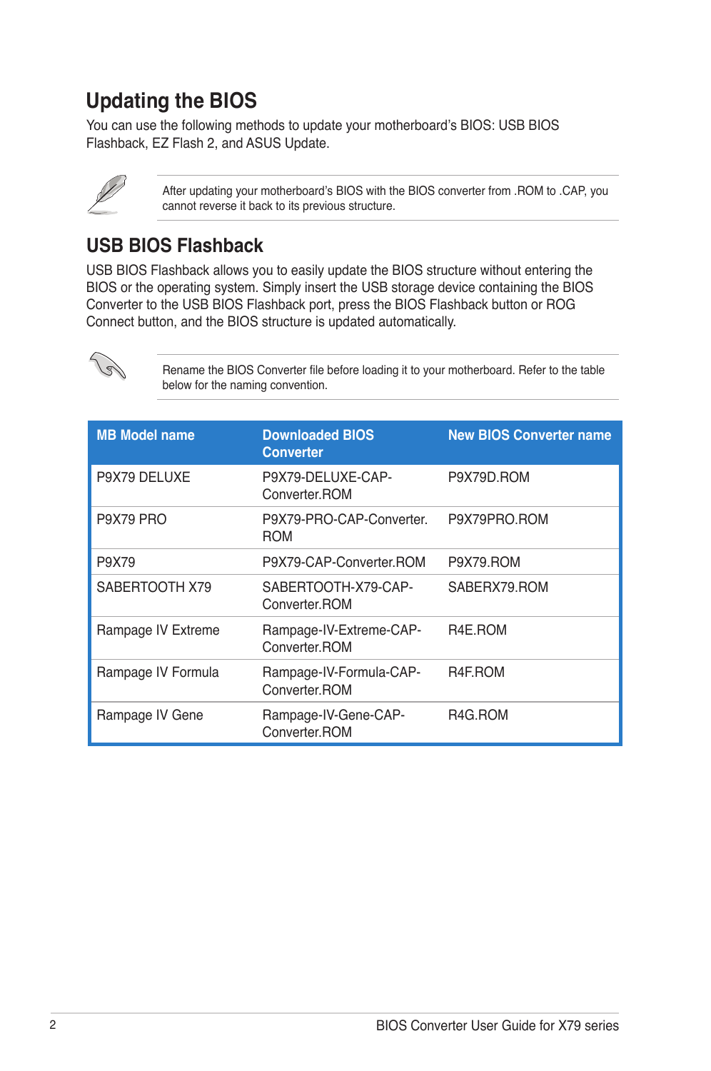# Updating the BIOS

You can use the following methods to update your motherboard's BIOS: USB BIOS Flashback, EZ Flash 2, and ASUS Update.

> After updating your motherboard's BIOS with the BIOS converter from .ROM to .CAP, you cannot reverse it back to its previous structure.

## USB BIOS Flashback

USB BIOS Flashback allows you to easily update the BIOS structure without entering the BIOS or the operating system. Simply insert the USB storage device containing the BIOS Converter to the USB BIOS Flashback port, press the BIOS Flashback button or ROG Connect button, and the BIOS structure is updated automatically.

> Rename the BIOS Converter file before loading it to your motherboard. Refer to the table below for the naming convention.

| MB Model name | Downloaded BIOS Converter | New BIOS Converter name |
|---|---|---|
| P9X79 DELUXE | P9X79-DELUXE-CAP-Converter.ROM | P9X79D.ROM |
| P9X79 PRO | P9X79-PRO-CAP-Converter.ROM | P9X79PRO.ROM |
| P9X79 | P9X79-CAP-Converter.ROM | P9X79.ROM |
| SABERTOOTH X79 | SABERTOOTH-X79-CAP-Converter.ROM | SABERX79.ROM |
| Rampage IV Extreme | Rampage-IV-Extreme-CAP-Converter.ROM | R4E.ROM |
| Rampage IV Formula | Rampage-IV-Formula-CAP-Converter.ROM | R4F.ROM |
| Rampage IV Gene | Rampage-IV-Gene-CAP-Converter.ROM | R4G.ROM |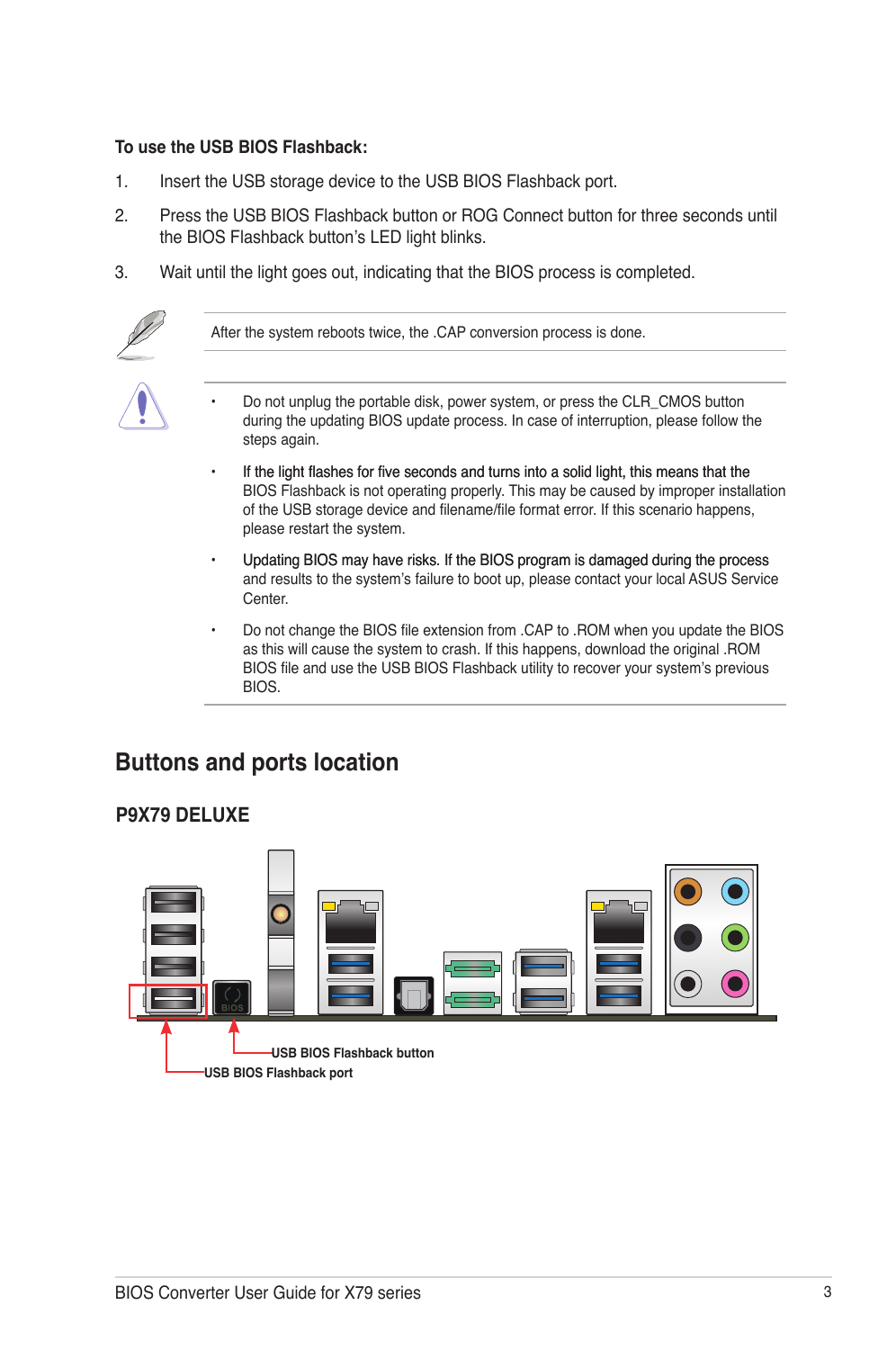**To use the USB BIOS Flashback:**

1. Insert the USB storage device to the USB BIOS Flashback port.
2. Press the USB BIOS Flashback button or ROG Connect button for three seconds until the BIOS Flashback button's LED light blinks.
3. Wait until the light goes out, indicating that the BIOS process is completed.

After the system reboots twice, the .CAP conversion process is done.

- Do not unplug the portable disk, power system, or press the CLR_CMOS button during the updating BIOS update process. In case of interruption, please follow the steps again.
- If the light flashes for five seconds and turns into a solid light, this means that the BIOS Flashback is not operating properly. This may be caused by improper installation of the USB storage device and filename/file format error. If this scenario happens, please restart the system.
- Updating BIOS may have risks. If the BIOS program is damaged during the process and results to the system's failure to boot up, please contact your local ASUS Service Center.
- Do not change the BIOS file extension from .CAP to .ROM when you update the BIOS as this will cause the system to crash. If this happens, download the original .ROM BIOS file and use the USB BIOS Flashback utility to recover your system's previous BIOS.

## Buttons and ports location

### P9X79 DELUXE

USB BIOS Flashback button

USB BIOS Flashback port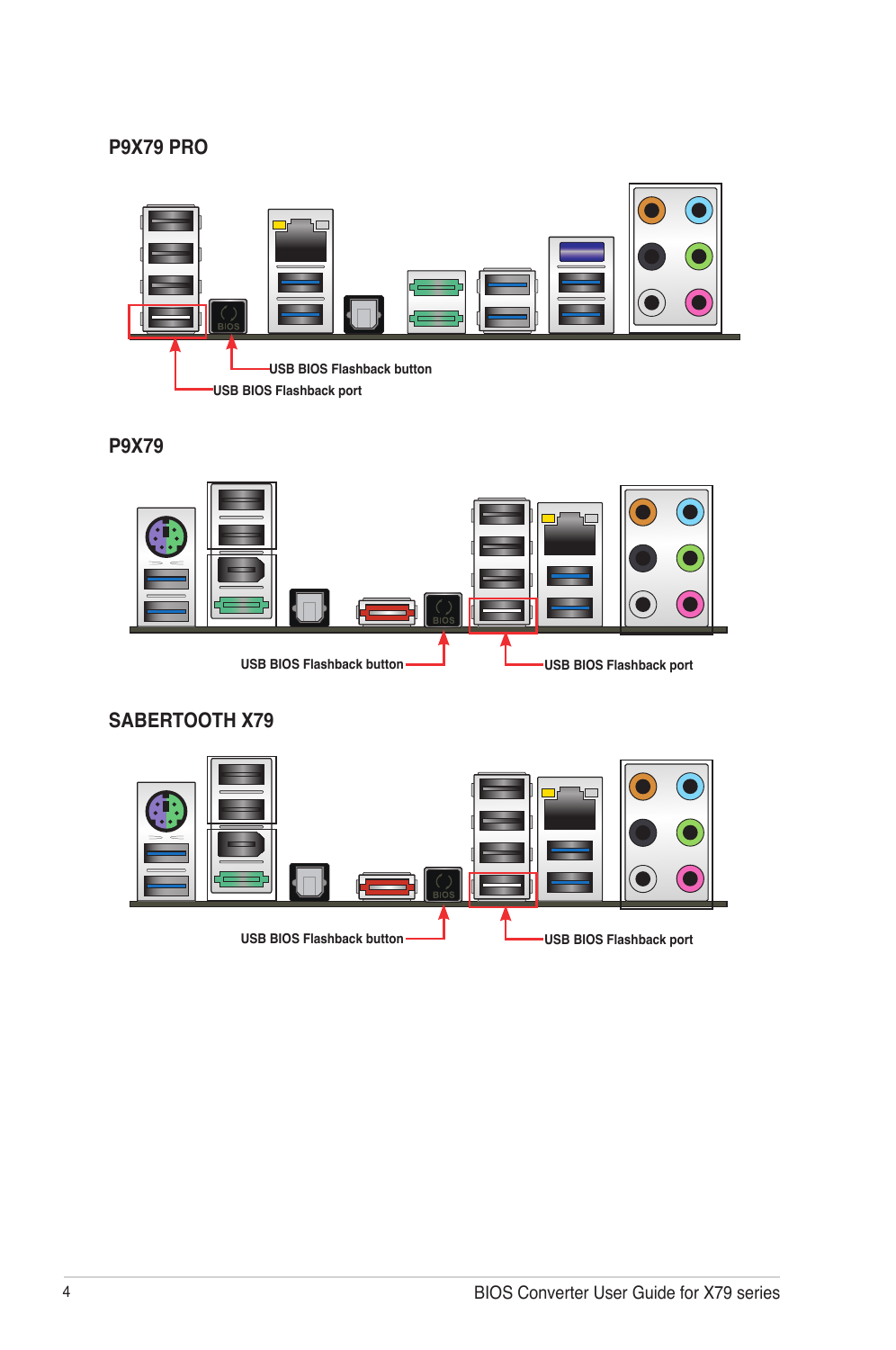## P9X79 PRO

USB BIOS Flashback button

USB BIOS Flashback port

## P9X79

USB BIOS Flashback button

USB BIOS Flashback port

## SABERTOOTH X79

USB BIOS Flashback button

USB BIOS Flashback port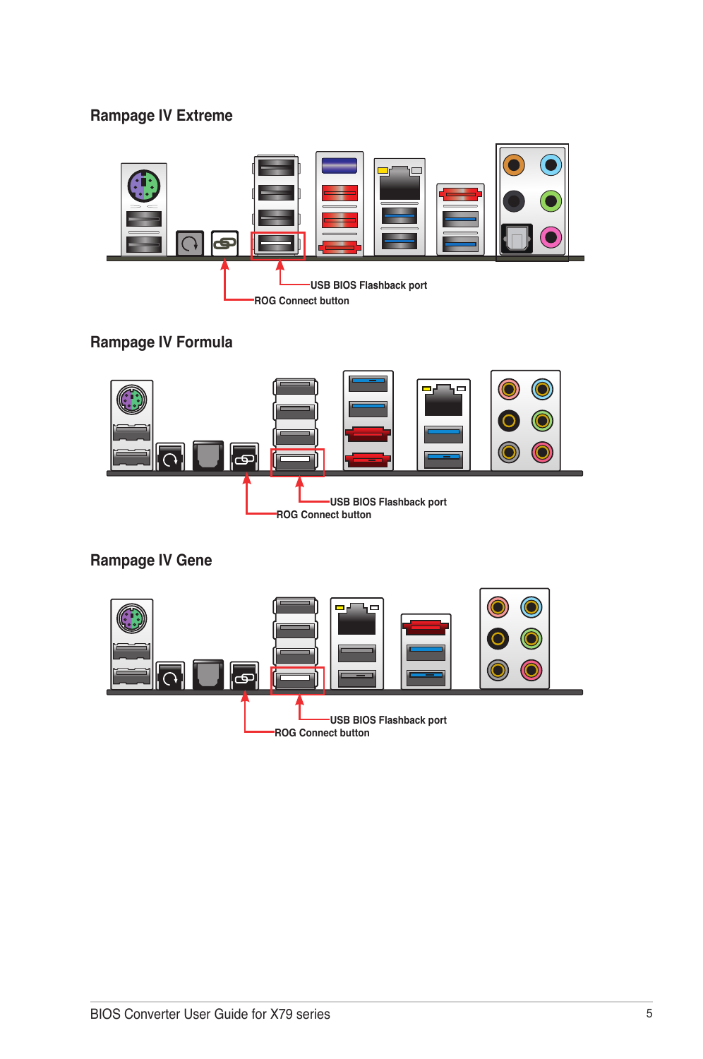## Rampage IV Extreme

USB BIOS Flashback port

ROG Connect button

## Rampage IV Formula

USB BIOS Flashback port

ROG Connect button

## Rampage IV Gene

USB BIOS Flashback port

ROG Connect button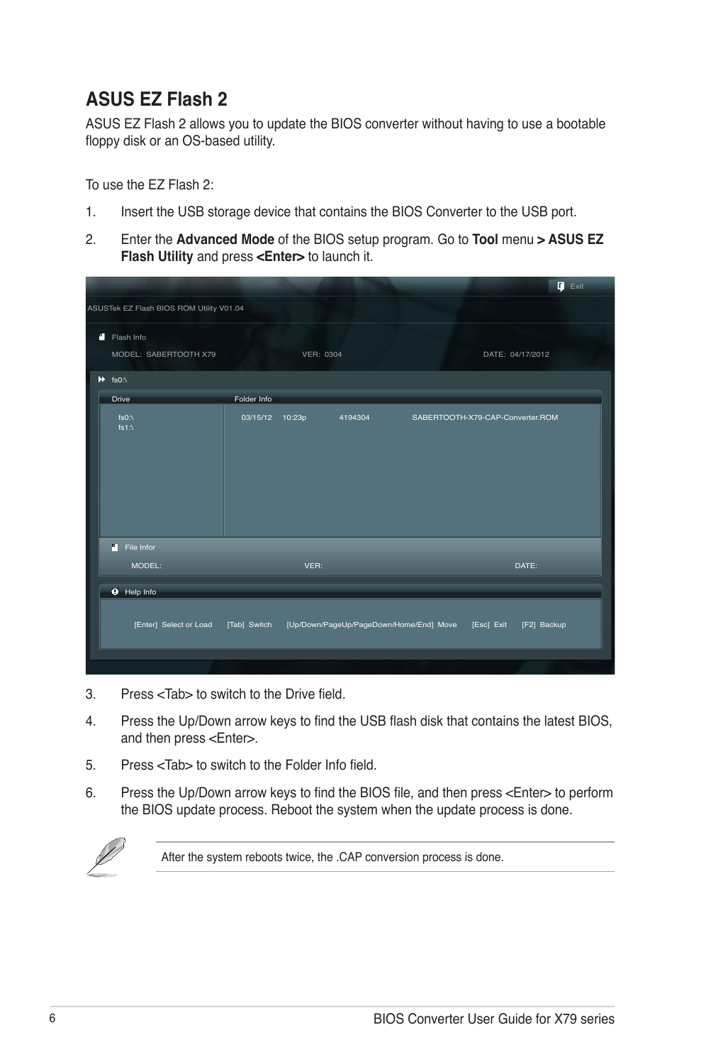## ASUS EZ Flash 2

ASUS EZ Flash 2 allows you to update the BIOS converter without having to use a bootable floppy disk or an OS-based utility.

To use the EZ Flash 2:

1. Insert the USB storage device that contains the BIOS Converter to the USB port.
2. Enter the **Advanced Mode** of the BIOS setup program. Go to **Tool** menu **> ASUS EZ Flash Utility** and press **<Enter>** to launch it.

```
                                                                          Exit
ASUSTek EZ Flash BIOS ROM Utility V01.04

  Flash Info
  MODEL:  SABERTOOTH X79              VER:  0304                   DATE:  04/17/2012

  fs0:\
  Drive              Folder Info
   fs0:\              03/15/12   10:23p     4194304        SABERTOOTH-X79-CAP-Converter.ROM
   fs1:\

  File Infor
    MODEL:                            VER:                             DATE:

  Help Info
    [Enter]  Select or Load   [Tab]  Switch   [Up/Down/PageUp/PageDown/Home/End]  Move   [Esc]  Exit   [F2]  Backup
```

3. Press <Tab> to switch to the Drive field.
4. Press the Up/Down arrow keys to find the USB flash disk that contains the latest BIOS, and then press <Enter>.
5. Press <Tab> to switch to the Folder Info field.
6. Press the Up/Down arrow keys to find the BIOS file, and then press <Enter> to perform the BIOS update process. Reboot the system when the update process is done.

After the system reboots twice, the .CAP conversion process is done.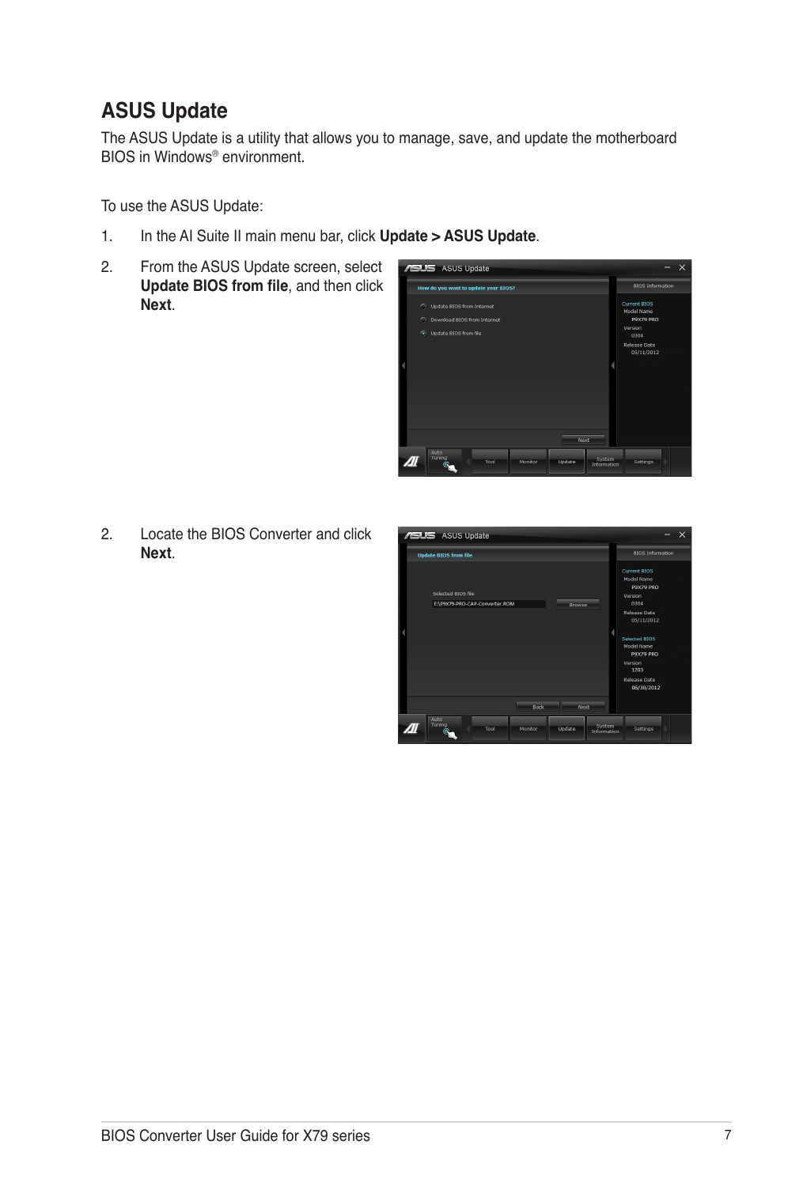## ASUS Update

The ASUS Update is a utility that allows you to manage, save, and update the motherboard BIOS in Windows® environment.

To use the ASUS Update:

1. In the AI Suite II main menu bar, click **Update > ASUS Update**.

2. From the ASUS Update screen, select **Update BIOS from file**, and then click **Next**.

2. Locate the BIOS Converter and click **Next**.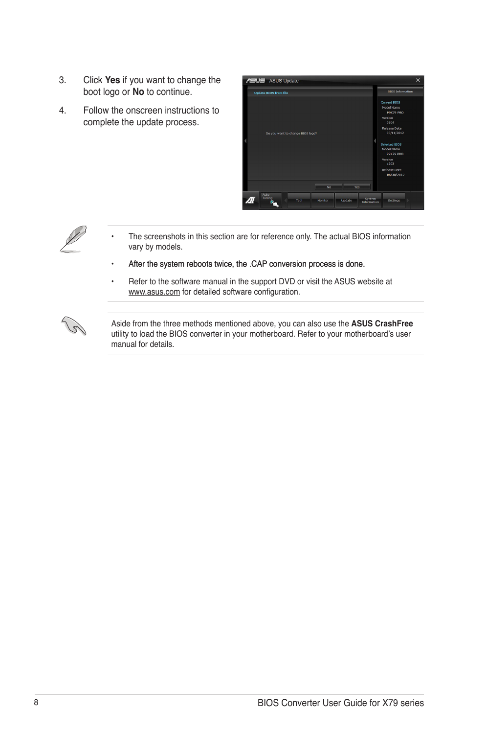3. Click **Yes** if you want to change the boot logo or **No** to continue.

4. Follow the onscreen instructions to complete the update process.

- The screenshots in this section are for reference only. The actual BIOS information vary by models.
- After the system reboots twice, the .CAP conversion process is done.
- Refer to the software manual in the support DVD or visit the ASUS website at www.asus.com for detailed software configuration.

Aside from the three methods mentioned above, you can also use the **ASUS CrashFree** utility to load the BIOS converter in your motherboard. Refer to your motherboard's user manual for details.